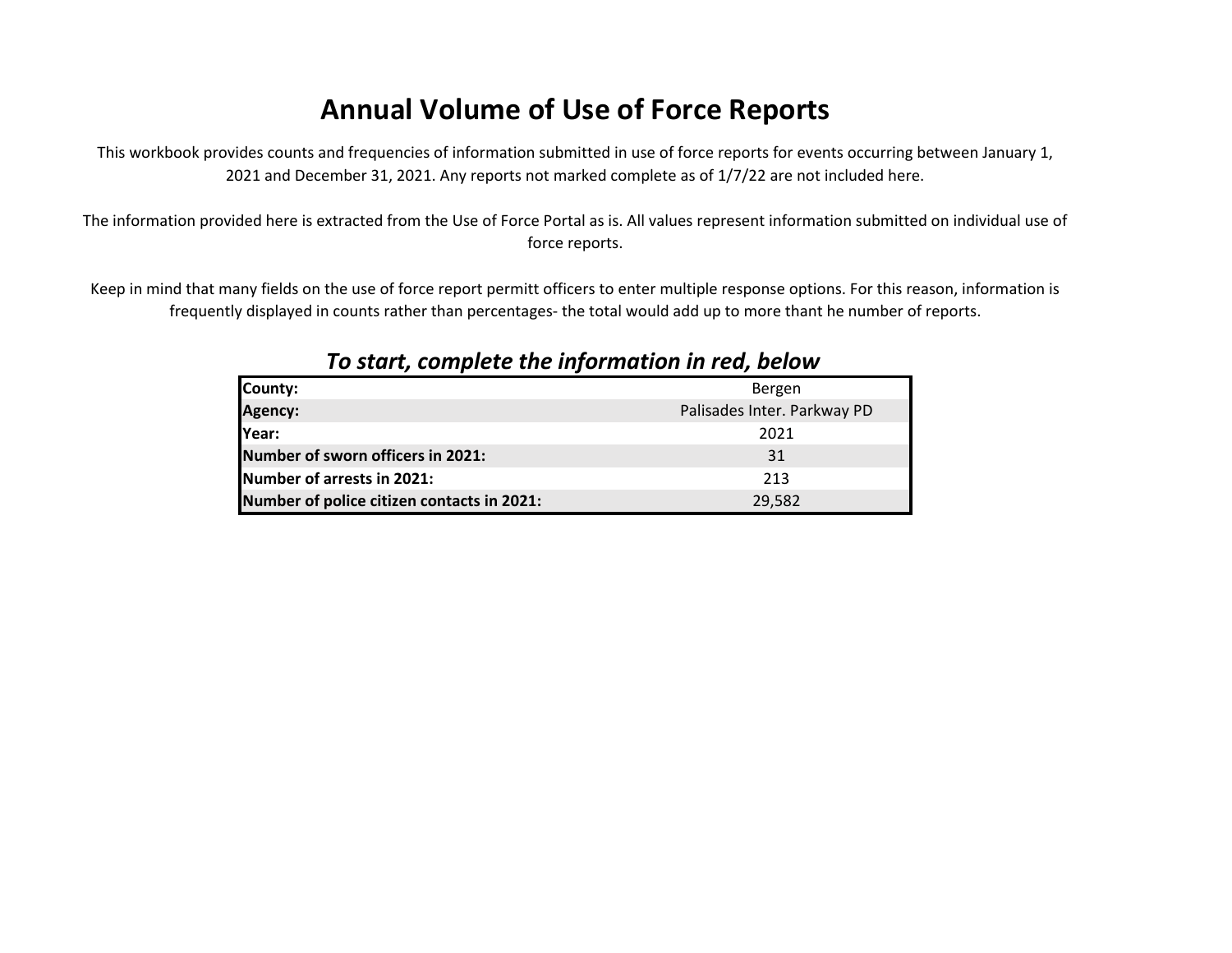# Annual Volume of Use of Force Reports

This workbook provides counts and frequencies of information submitted in use of force reports for events occurring between January 1, 2021 and December 31, 2021. Any reports not marked complete as of 1/7/22 are not included here.

The information provided here is extracted from the Use of Force Portal as is. All values represent information submitted on individual use of force reports.

Keep in mind that many fields on the use of force report permitt officers to enter multiple response options. For this reason, information is frequently displayed in counts rather than percentages- the total would add up to more thant he number of reports.

### *To start, complete the information in red, below*

| | |
|---|---|
| **County:** | Bergen |
| **Agency:** | Palisades Inter. Parkway PD |
| **Year:** | 2021 |
| **Number of sworn officers in 2021:** | 31 |
| **Number of arrests in 2021:** | 213 |
| **Number of police citizen contacts in 2021:** | 29,582 |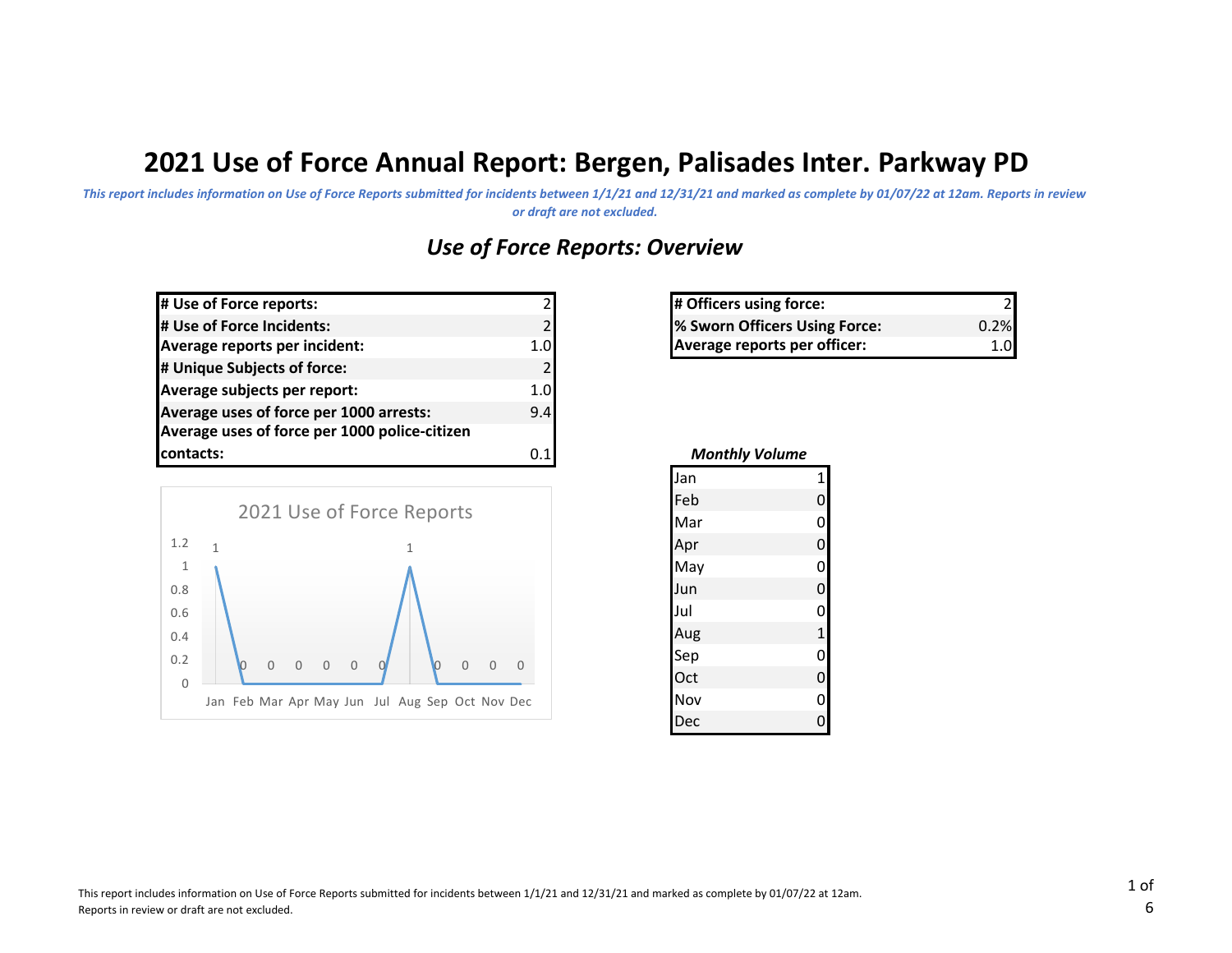# 2021 Use of Force Annual Report: Bergen, Palisades Inter. Parkway PD

*This report includes information on Use of Force Reports submitted for incidents between 1/1/21 and 12/31/21 and marked as complete by 01/07/22 at 12am. Reports in review or draft are not excluded.*

## *Use of Force Reports: Overview*

| | |
|---|---|
| **# Use of Force reports:** | 2 |
| **# Use of Force Incidents:** | 2 |
| **Average reports per incident:** | 1.0 |
| **# Unique Subjects of force:** | 2 |
| **Average subjects per report:** | 1.0 |
| **Average uses of force per 1000 arrests:** | 9.4 |
| **Average uses of force per 1000 police-citizen contacts:** | 0.1 |

| | |
|---|---|
| **# Officers using force:** | 2 |
| **% Sworn Officers Using Force:** | 0.2% |
| **Average reports per officer:** | 1.0 |

2021 Use of Force Reports

| Month | Jan | Feb | Mar | Apr | May | Jun | Jul | Aug | Sep | Oct | Nov | Dec |
|---|---|---|---|---|---|---|---|---|---|---|---|---|
| Reports | 1 | 0 | 0 | 0 | 0 | 0 | 0 | 1 | 0 | 0 | 0 | 0 |

*Monthly Volume*

| | |
|---|---|
| Jan | 1 |
| Feb | 0 |
| Mar | 0 |
| Apr | 0 |
| May | 0 |
| Jun | 0 |
| Jul | 0 |
| Aug | 1 |
| Sep | 0 |
| Oct | 0 |
| Nov | 0 |
| Dec | 0 |

This report includes information on Use of Force Reports submitted for incidents between 1/1/21 and 12/31/21 and marked as complete by 01/07/22 at 12am. Reports in review or draft are not excluded.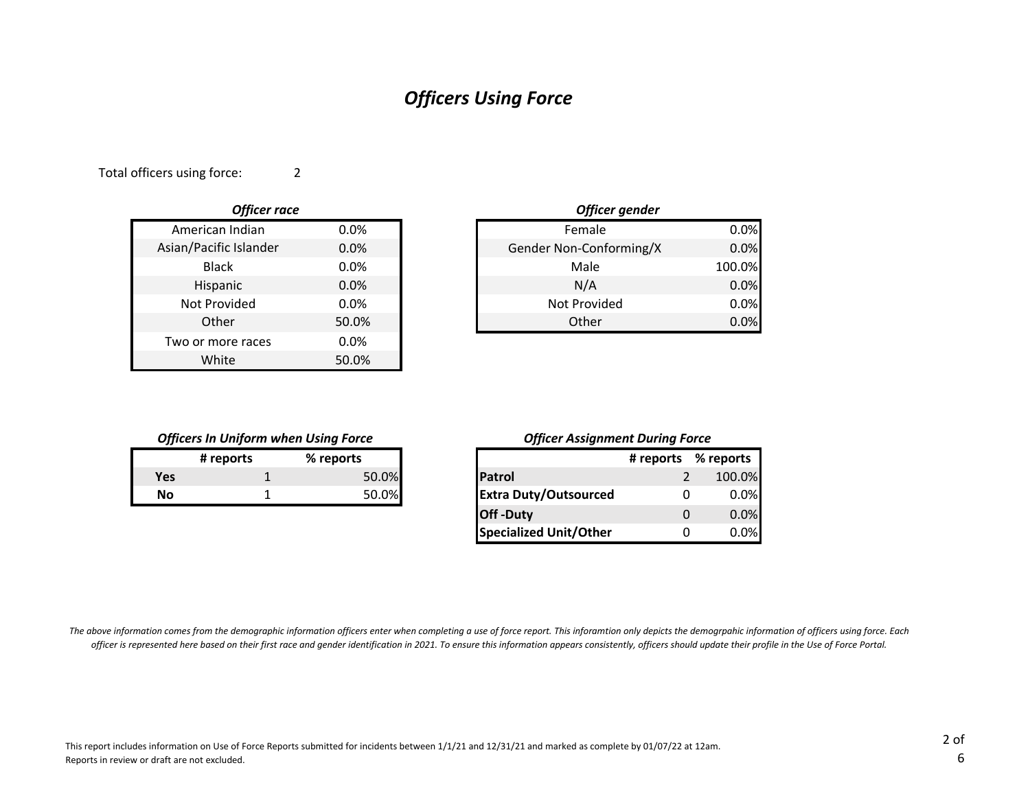# *Officers Using Force*

Total officers using force: 2

***Officer race***

| Race | % |
|---|---|
| American Indian | 0.0% |
| Asian/Pacific Islander | 0.0% |
| Black | 0.0% |
| Hispanic | 0.0% |
| Not Provided | 0.0% |
| Other | 50.0% |
| Two or more races | 0.0% |
| White | 50.0% |

***Officer gender***

| Gender | % |
|---|---|
| Female | 0.0% |
| Gender Non-Conforming/X | 0.0% |
| Male | 100.0% |
| N/A | 0.0% |
| Not Provided | 0.0% |
| Other | 0.0% |

***Officers In Uniform when Using Force***

| | # reports | % reports |
|---|---|---|
| **Yes** | 1 | 50.0% |
| **No** | 1 | 50.0% |

***Officer Assignment During Force***

| | # reports | % reports |
|---|---|---|
| **Patrol** | 2 | 100.0% |
| **Extra Duty/Outsourced** | 0 | 0.0% |
| **Off -Duty** | 0 | 0.0% |
| **Specialized Unit/Other** | 0 | 0.0% |

*The above information comes from the demographic information officers enter when completing a use of force report. This inforamtion only depicts the demogrpahic information of officers using force. Each officer is represented here based on their first race and gender identification in 2021. To ensure this information appears consistently, officers should update their profile in the Use of Force Portal.*

This report includes information on Use of Force Reports submitted for incidents between 1/1/21 and 12/31/21 and marked as complete by 01/07/22 at 12am. Reports in review or draft are not excluded.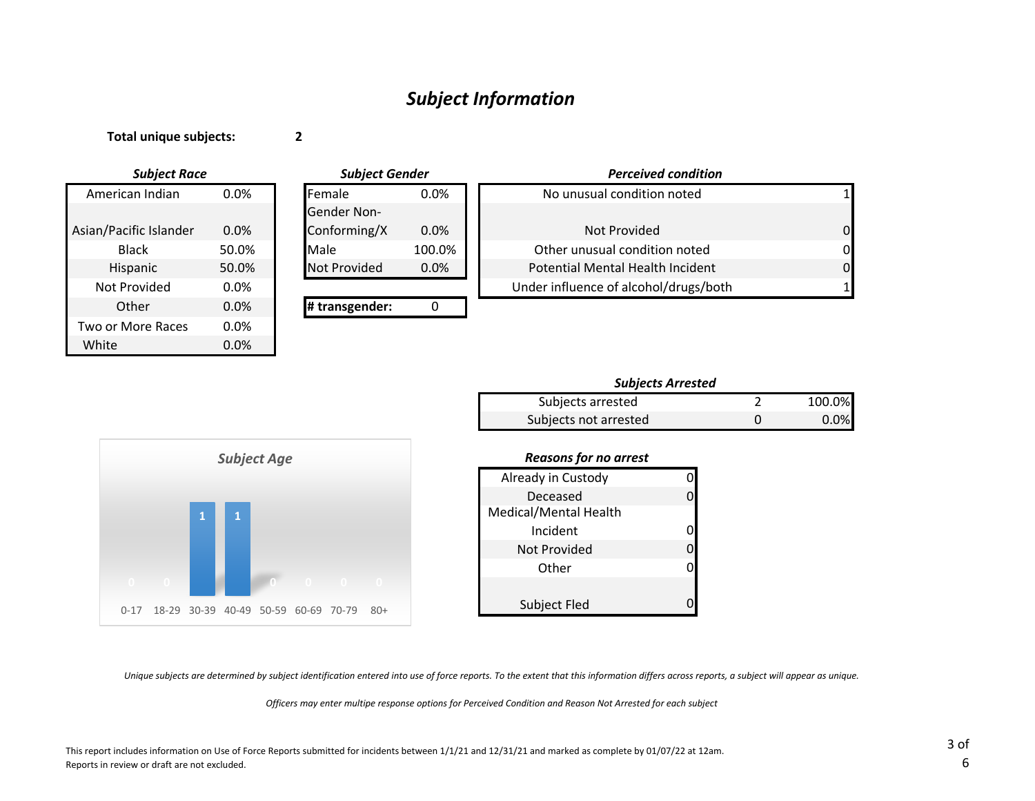# *Subject Information*

**Total unique subjects:** 2

### *Subject Race*

| Race | Percent |
|---|---|
| American Indian | 0.0% |
| Asian/Pacific Islander | 0.0% |
| Black | 50.0% |
| Hispanic | 50.0% |
| Not Provided | 0.0% |
| Other | 0.0% |
| Two or More Races | 0.0% |
| White | 0.0% |

### *Subject Gender*

| Gender | Percent |
|---|---|
| Female | 0.0% |
| Gender Non-Conforming/X | 0.0% |
| Male | 100.0% |
| Not Provided | 0.0% |

| **# transgender:** | 0 |
|---|---|

### *Perceived condition*

| Condition | Count |
|---|---|
| No unusual condition noted | 1 |
| Not Provided | 0 |
| Other unusual condition noted | 0 |
| Potential Mental Health Incident | 0 |
| Under influence of alcohol/drugs/both | 1 |

### *Subjects Arrested*

| | Count | Percent |
|---|---|---|
| Subjects arrested | 2 | 100.0% |
| Subjects not arrested | 0 | 0.0% |

### *Subject Age*

| Age | Count |
|---|---|
| 0-17 | 0 |
| 18-29 | 0 |
| 30-39 | 1 |
| 40-49 | 1 |
| 50-59 | 0 |
| 60-69 | 0 |
| 70-79 | 0 |
| 80+ | 0 |

### *Reasons for no arrest*

| Reason | Count |
|---|---|
| Already in Custody | 0 |
| Deceased | 0 |
| Medical/Mental Health Incident | 0 |
| Not Provided | 0 |
| Other | 0 |
| Subject Fled | 0 |

*Unique subjects are determined by subject identification entered into use of force reports. To the extent that this information differs across reports, a subject will appear as unique.*

*Officers may enter multipe response options for Perceived Condition and Reason Not Arrested for each subject*

This report includes information on Use of Force Reports submitted for incidents between 1/1/21 and 12/31/21 and marked as complete by 01/07/22 at 12am.
Reports in review or draft are not excluded.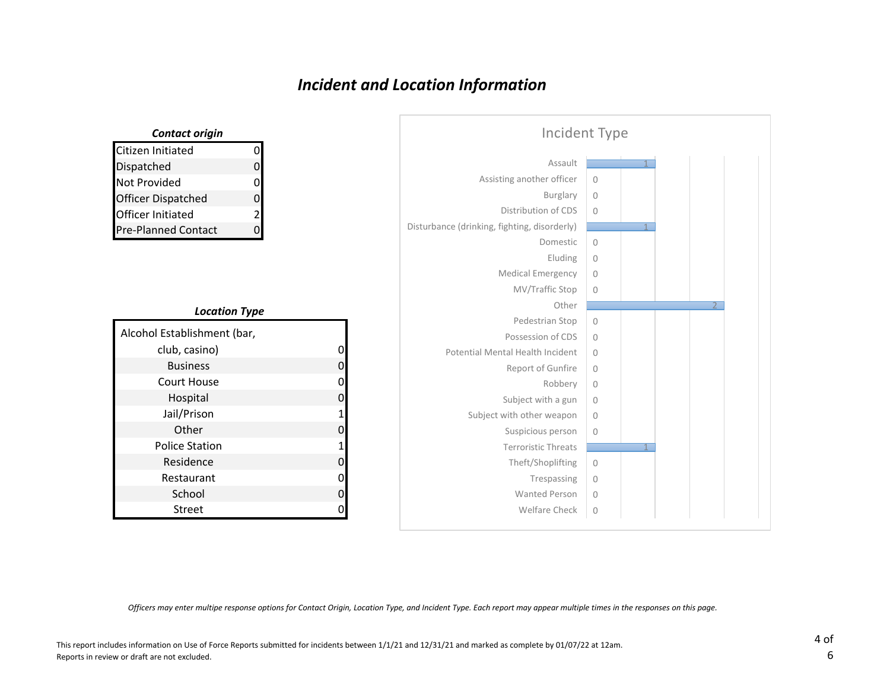# *Incident and Location Information*

***Contact origin***

| Contact origin | Count |
|---|---|
| Citizen Initiated | 0 |
| Dispatched | 0 |
| Not Provided | 0 |
| Officer Dispatched | 0 |
| Officer Initiated | 2 |
| Pre-Planned Contact | 0 |

***Location Type***

| Location Type | Count |
|---|---|
| Alcohol Establishment (bar, club, casino) | 0 |
| Business | 0 |
| Court House | 0 |
| Hospital | 0 |
| Jail/Prison | 1 |
| Other | 0 |
| Police Station | 1 |
| Residence | 0 |
| Restaurant | 0 |
| School | 0 |
| Street | 0 |

**Incident Type**

| Incident Type | Count |
|---|---|
| Assault | 1 |
| Assisting another officer | 0 |
| Burglary | 0 |
| Distribution of CDS | 0 |
| Disturbance (drinking, fighting, disorderly) | 1 |
| Domestic | 0 |
| Eluding | 0 |
| Medical Emergency | 0 |
| MV/Traffic Stop | 0 |
| Other | 2 |
| Pedestrian Stop | 0 |
| Possession of CDS | 0 |
| Potential Mental Health Incident | 0 |
| Report of Gunfire | 0 |
| Robbery | 0 |
| Subject with a gun | 0 |
| Subject with other weapon | 0 |
| Suspicious person | 0 |
| Terroristic Threats | 1 |
| Theft/Shoplifting | 0 |
| Trespassing | 0 |
| Wanted Person | 0 |
| Welfare Check | 0 |

*Officers may enter multipe response options for Contact Origin, Location Type, and Incident Type. Each report may appear multiple times in the responses on this page.*

This report includes information on Use of Force Reports submitted for incidents between 1/1/21 and 12/31/21 and marked as complete by 01/07/22 at 12am.
Reports in review or draft are not excluded.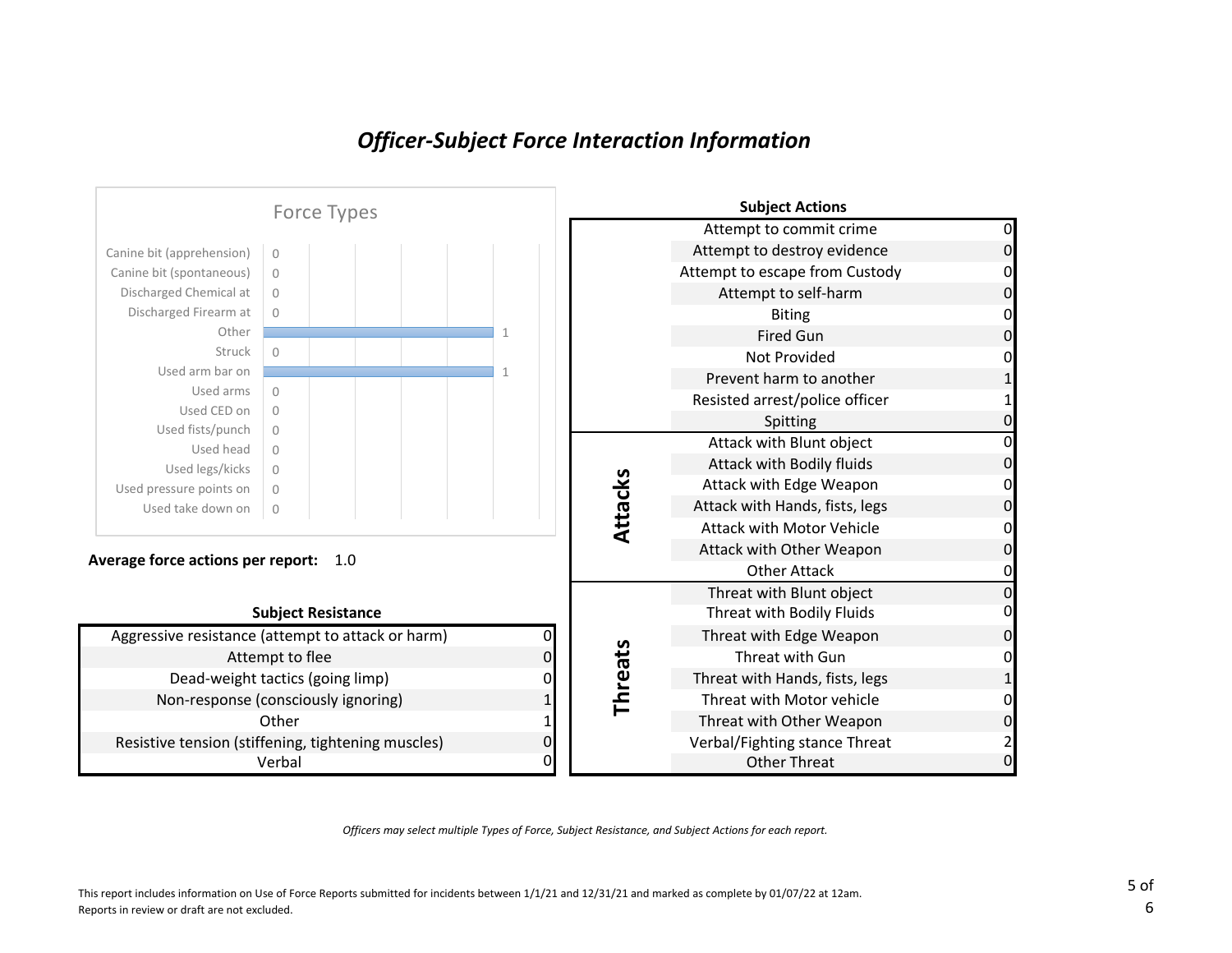# *Officer-Subject Force Interaction Information*

**Force Types**

| Force Type | Count |
|---|---|
| Canine bit (apprehension) | 0 |
| Canine bit (spontaneous) | 0 |
| Discharged Chemical at | 0 |
| Discharged Firearm at | 0 |
| Other | 1 |
| Struck | 0 |
| Used arm bar on | 1 |
| Used arms | 0 |
| Used CED on | 0 |
| Used fists/punch | 0 |
| Used head | 0 |
| Used legs/kicks | 0 |
| Used pressure points on | 0 |
| Used take down on | 0 |

**Average force actions per report:** 1.0

**Subject Resistance**

| Subject Resistance | Count |
|---|---|
| Aggressive resistance (attempt to attack or harm) | 0 |
| Attempt to flee | 0 |
| Dead-weight tactics (going limp) | 0 |
| Non-response (consciously ignoring) | 1 |
| Other | 1 |
| Resistive tension (stiffening, tightening muscles) | 0 |
| Verbal | 0 |

**Subject Actions**

| Category | Subject Action | Count |
|---|---|---|
| | Attempt to commit crime | 0 |
| | Attempt to destroy evidence | 0 |
| | Attempt to escape from Custody | 0 |
| | Attempt to self-harm | 0 |
| | Biting | 0 |
| | Fired Gun | 0 |
| | Not Provided | 0 |
| | Prevent harm to another | 1 |
| | Resisted arrest/police officer | 1 |
| | Spitting | 0 |
| Attacks | Attack with Blunt object | 0 |
| Attacks | Attack with Bodily fluids | 0 |
| Attacks | Attack with Edge Weapon | 0 |
| Attacks | Attack with Hands, fists, legs | 0 |
| Attacks | Attack with Motor Vehicle | 0 |
| Attacks | Attack with Other Weapon | 0 |
| Attacks | Other Attack | 0 |
| Threats | Threat with Blunt object | 0 |
| Threats | Threat with Bodily Fluids | 0 |
| Threats | Threat with Edge Weapon | 0 |
| Threats | Threat with Gun | 0 |
| Threats | Threat with Hands, fists, legs | 1 |
| Threats | Threat with Motor vehicle | 0 |
| Threats | Threat with Other Weapon | 0 |
| Threats | Verbal/Fighting stance Threat | 2 |
| Threats | Other Threat | 0 |

*Officers may select multiple Types of Force, Subject Resistance, and Subject Actions for each report.*

This report includes information on Use of Force Reports submitted for incidents between 1/1/21 and 12/31/21 and marked as complete by 01/07/22 at 12am.
Reports in review or draft are not excluded.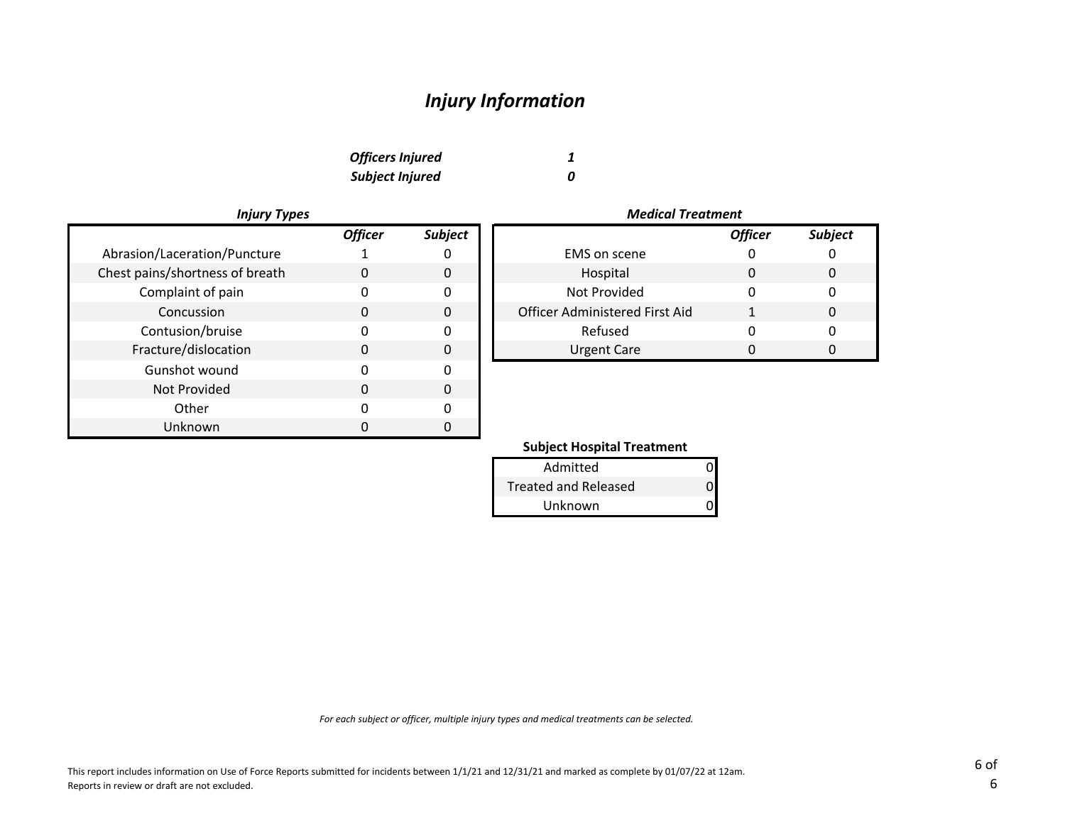# *Injury Information*

| | |
|---|---|
| ***Officers Injured*** | ***1*** |
| ***Subject Injured*** | ***0*** |

***Injury Types***

| | *Officer* | *Subject* |
|---|---|---|
| Abrasion/Laceration/Puncture | 1 | 0 |
| Chest pains/shortness of breath | 0 | 0 |
| Complaint of pain | 0 | 0 |
| Concussion | 0 | 0 |
| Contusion/bruise | 0 | 0 |
| Fracture/dislocation | 0 | 0 |
| Gunshot wound | 0 | 0 |
| Not Provided | 0 | 0 |
| Other | 0 | 0 |
| Unknown | 0 | 0 |

***Medical Treatment***

| | *Officer* | *Subject* |
|---|---|---|
| EMS on scene | 0 | 0 |
| Hospital | 0 | 0 |
| Not Provided | 0 | 0 |
| Officer Administered First Aid | 1 | 0 |
| Refused | 0 | 0 |
| Urgent Care | 0 | 0 |

**Subject Hospital Treatment**

| | |
|---|---|
| Admitted | 0 |
| Treated and Released | 0 |
| Unknown | 0 |

*For each subject or officer, multiple injury types and medical treatments can be selected.*

This report includes information on Use of Force Reports submitted for incidents between 1/1/21 and 12/31/21 and marked as complete by 01/07/22 at 12am.
Reports in review or draft are not excluded.